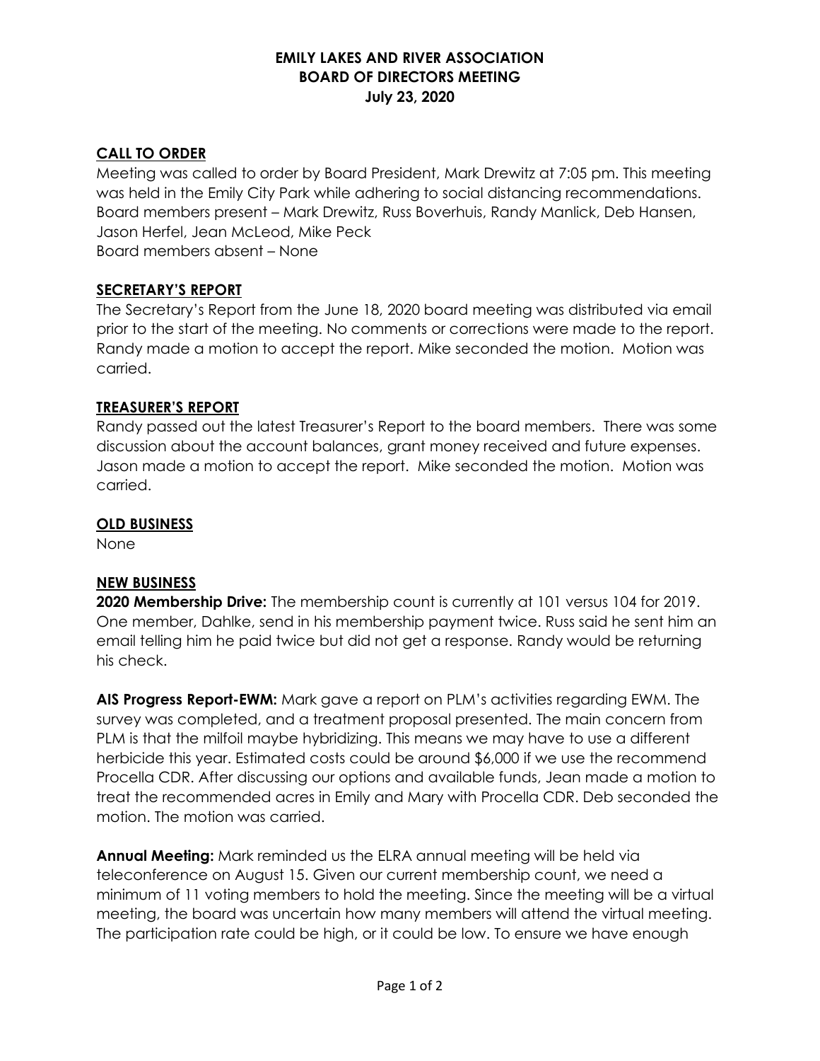**EMILY LAKES AND RIVER ASSOCIATION**
**BOARD OF DIRECTORS MEETING**
**July 23, 2020**

## CALL TO ORDER

Meeting was called to order by Board President, Mark Drewitz at 7:05 pm. This meeting was held in the Emily City Park while adhering to social distancing recommendations.
Board members present – Mark Drewitz, Russ Boverhuis, Randy Manlick, Deb Hansen, Jason Herfel, Jean McLeod, Mike Peck
Board members absent – None

## SECRETARY'S REPORT

The Secretary's Report from the June 18, 2020 board meeting was distributed via email prior to the start of the meeting. No comments or corrections were made to the report. Randy made a motion to accept the report. Mike seconded the motion. Motion was carried.

## TREASURER'S REPORT

Randy passed out the latest Treasurer's Report to the board members. There was some discussion about the account balances, grant money received and future expenses. Jason made a motion to accept the report. Mike seconded the motion. Motion was carried.

## OLD BUSINESS

None

## NEW BUSINESS

**2020 Membership Drive:** The membership count is currently at 101 versus 104 for 2019. One member, Dahlke, send in his membership payment twice. Russ said he sent him an email telling him he paid twice but did not get a response. Randy would be returning his check.

**AIS Progress Report-EWM:** Mark gave a report on PLM's activities regarding EWM. The survey was completed, and a treatment proposal presented. The main concern from PLM is that the milfoil maybe hybridizing. This means we may have to use a different herbicide this year. Estimated costs could be around $6,000 if we use the recommend Procella CDR. After discussing our options and available funds, Jean made a motion to treat the recommended acres in Emily and Mary with Procella CDR. Deb seconded the motion. The motion was carried.

**Annual Meeting:** Mark reminded us the ELRA annual meeting will be held via teleconference on August 15. Given our current membership count, we need a minimum of 11 voting members to hold the meeting. Since the meeting will be a virtual meeting, the board was uncertain how many members will attend the virtual meeting. The participation rate could be high, or it could be low. To ensure we have enough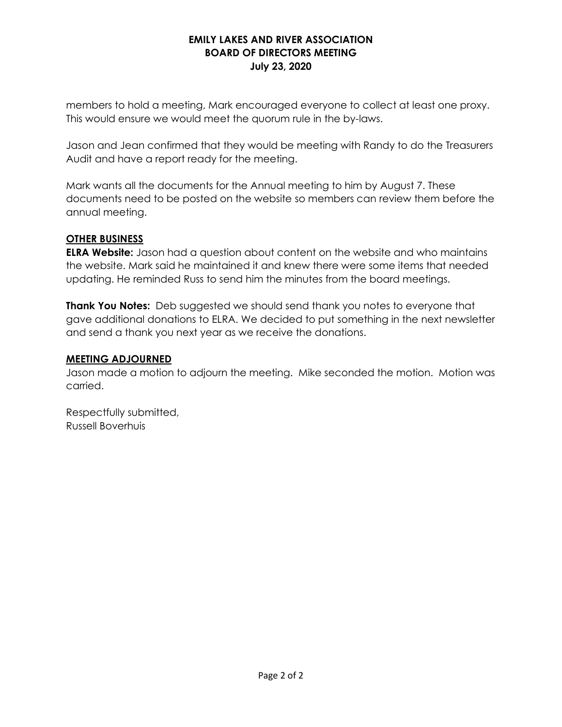members to hold a meeting, Mark encouraged everyone to collect at least one proxy. This would ensure we would meet the quorum rule in the by-laws.

Jason and Jean confirmed that they would be meeting with Randy to do the Treasurers Audit and have a report ready for the meeting.

Mark wants all the documents for the Annual meeting to him by August 7. These documents need to be posted on the website so members can review them before the annual meeting.

## OTHER BUSINESS

**ELRA Website:** Jason had a question about content on the website and who maintains the website. Mark said he maintained it and knew there were some items that needed updating. He reminded Russ to send him the minutes from the board meetings.

**Thank You Notes:** Deb suggested we should send thank you notes to everyone that gave additional donations to ELRA. We decided to put something in the next newsletter and send a thank you next year as we receive the donations.

## MEETING ADJOURNED

Jason made a motion to adjourn the meeting. Mike seconded the motion. Motion was carried.

Respectfully submitted,
Russell Boverhuis